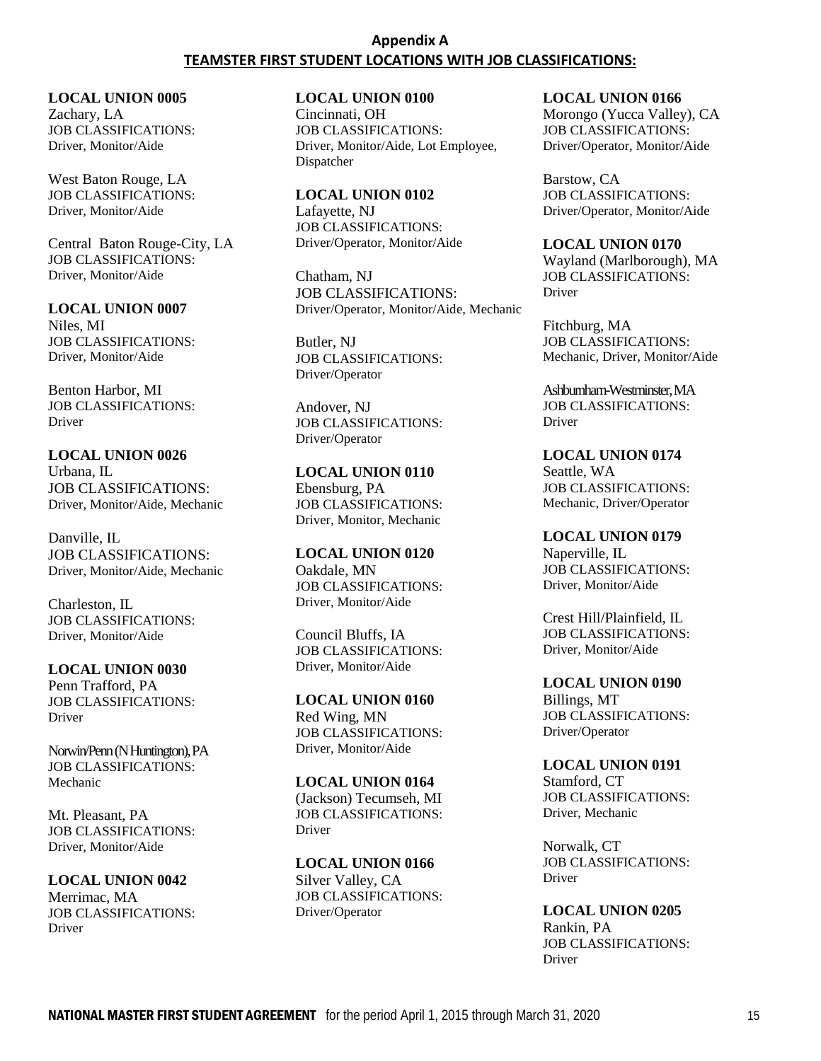## Appendix A

## TEAMSTER FIRST STUDENT LOCATIONS WITH JOB CLASSIFICATIONS:

**LOCAL UNION 0005**
Zachary, LA
JOB CLASSIFICATIONS:
Driver, Monitor/Aide

West Baton Rouge, LA
JOB CLASSIFICATIONS:
Driver, Monitor/Aide

Central Baton Rouge-City, LA
JOB CLASSIFICATIONS:
Driver, Monitor/Aide

**LOCAL UNION 0007**
Niles, MI
JOB CLASSIFICATIONS:
Driver, Monitor/Aide

Benton Harbor, MI
JOB CLASSIFICATIONS:
Driver

**LOCAL UNION 0026**
Urbana, IL
JOB CLASSIFICATIONS:
Driver, Monitor/Aide, Mechanic

Danville, IL
JOB CLASSIFICATIONS:
Driver, Monitor/Aide, Mechanic

Charleston, IL
JOB CLASSIFICATIONS:
Driver, Monitor/Aide

**LOCAL UNION 0030**
Penn Trafford, PA
JOB CLASSIFICATIONS:
Driver

Norwin/Penn (N Huntington), PA
JOB CLASSIFICATIONS:
Mechanic

Mt. Pleasant, PA
JOB CLASSIFICATIONS:
Driver, Monitor/Aide

**LOCAL UNION 0042**
Merrimac, MA
JOB CLASSIFICATIONS:
Driver

**LOCAL UNION 0100**
Cincinnati, OH
JOB CLASSIFICATIONS:
Driver, Monitor/Aide, Lot Employee, Dispatcher

**LOCAL UNION 0102**
Lafayette, NJ
JOB CLASSIFICATIONS:
Driver/Operator, Monitor/Aide

Chatham, NJ
JOB CLASSIFICATIONS:
Driver/Operator, Monitor/Aide, Mechanic

Butler, NJ
JOB CLASSIFICATIONS:
Driver/Operator

Andover, NJ
JOB CLASSIFICATIONS:
Driver/Operator

**LOCAL UNION 0110**
Ebensburg, PA
JOB CLASSIFICATIONS:
Driver, Monitor, Mechanic

**LOCAL UNION 0120**
Oakdale, MN
JOB CLASSIFICATIONS:
Driver, Monitor/Aide

Council Bluffs, IA
JOB CLASSIFICATIONS:
Driver, Monitor/Aide

**LOCAL UNION 0160**
Red Wing, MN
JOB CLASSIFICATIONS:
Driver, Monitor/Aide

**LOCAL UNION 0164**
(Jackson) Tecumseh, MI
JOB CLASSIFICATIONS:
Driver

**LOCAL UNION 0166**
Silver Valley, CA
JOB CLASSIFICATIONS:
Driver/Operator

**LOCAL UNION 0166**
Morongo (Yucca Valley), CA
JOB CLASSIFICATIONS:
Driver/Operator, Monitor/Aide

Barstow, CA
JOB CLASSIFICATIONS:
Driver/Operator, Monitor/Aide

**LOCAL UNION 0170**
Wayland (Marlborough), MA
JOB CLASSIFICATIONS:
Driver

Fitchburg, MA
JOB CLASSIFICATIONS:
Mechanic, Driver, Monitor/Aide

Ashburnham-Westminster, MA
JOB CLASSIFICATIONS:
Driver

**LOCAL UNION 0174**
Seattle, WA
JOB CLASSIFICATIONS:
Mechanic, Driver/Operator

**LOCAL UNION 0179**
Naperville, IL
JOB CLASSIFICATIONS:
Driver, Monitor/Aide

Crest Hill/Plainfield, IL
JOB CLASSIFICATIONS:
Driver, Monitor/Aide

**LOCAL UNION 0190**
Billings, MT
JOB CLASSIFICATIONS:
Driver/Operator

**LOCAL UNION 0191**
Stamford, CT
JOB CLASSIFICATIONS:
Driver, Mechanic

Norwalk, CT
JOB CLASSIFICATIONS:
Driver

**LOCAL UNION 0205**
Rankin, PA
JOB CLASSIFICATIONS:
Driver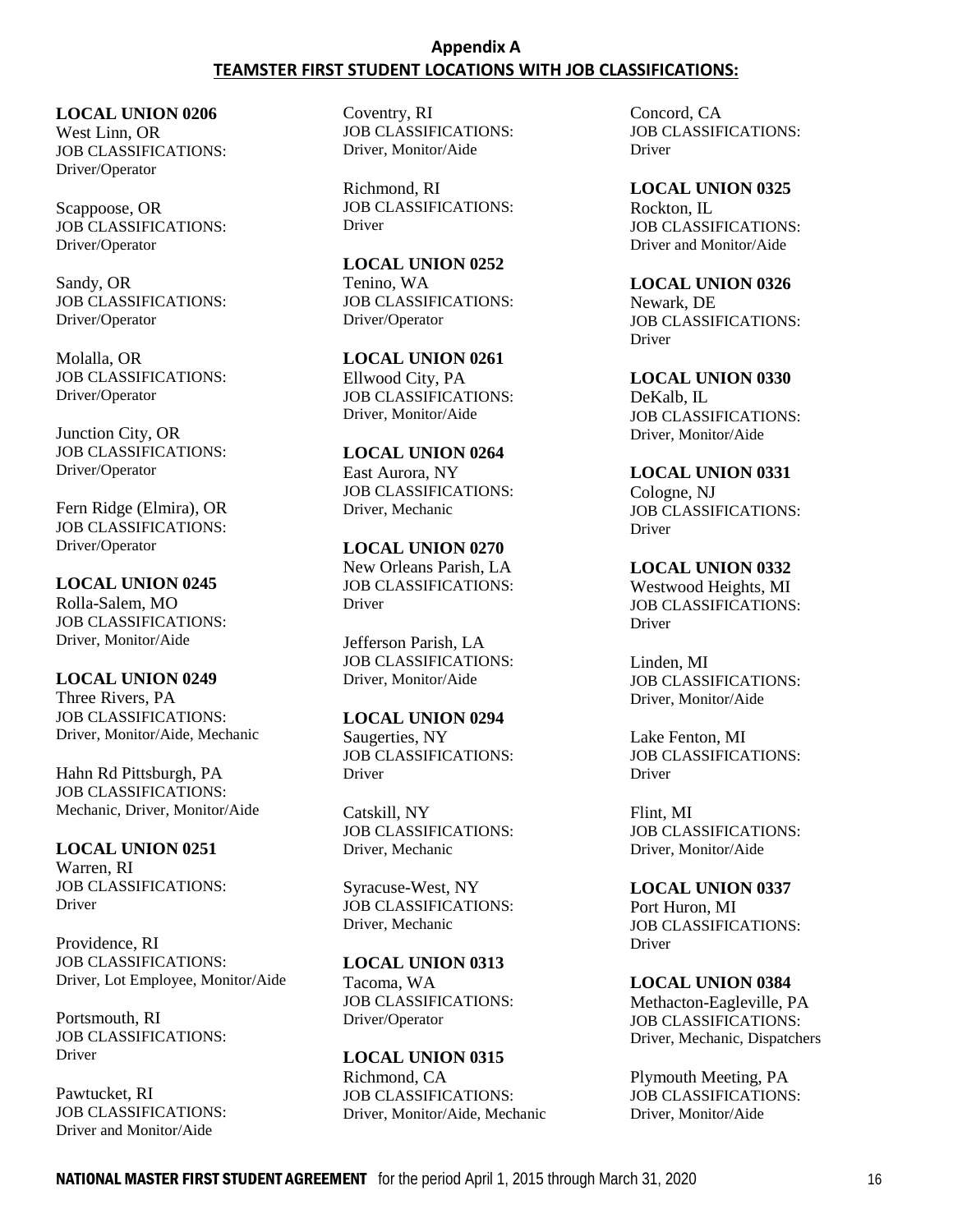**Appendix A**

**TEAMSTER FIRST STUDENT LOCATIONS WITH JOB CLASSIFICATIONS:**

**LOCAL UNION 0206**
West Linn, OR
JOB CLASSIFICATIONS:
Driver/Operator

Scappoose, OR
JOB CLASSIFICATIONS:
Driver/Operator

Sandy, OR
JOB CLASSIFICATIONS:
Driver/Operator

Molalla, OR
JOB CLASSIFICATIONS:
Driver/Operator

Junction City, OR
JOB CLASSIFICATIONS:
Driver/Operator

Fern Ridge (Elmira), OR
JOB CLASSIFICATIONS:
Driver/Operator

**LOCAL UNION 0245**
Rolla-Salem, MO
JOB CLASSIFICATIONS:
Driver, Monitor/Aide

**LOCAL UNION 0249**
Three Rivers, PA
JOB CLASSIFICATIONS:
Driver, Monitor/Aide, Mechanic

Hahn Rd Pittsburgh, PA
JOB CLASSIFICATIONS:
Mechanic, Driver, Monitor/Aide

**LOCAL UNION 0251**
Warren, RI
JOB CLASSIFICATIONS:
Driver

Providence, RI
JOB CLASSIFICATIONS:
Driver, Lot Employee, Monitor/Aide

Portsmouth, RI
JOB CLASSIFICATIONS:
Driver

Pawtucket, RI
JOB CLASSIFICATIONS:
Driver and Monitor/Aide

Coventry, RI
JOB CLASSIFICATIONS:
Driver, Monitor/Aide

Richmond, RI
JOB CLASSIFICATIONS:
Driver

**LOCAL UNION 0252**
Tenino, WA
JOB CLASSIFICATIONS:
Driver/Operator

**LOCAL UNION 0261**
Ellwood City, PA
JOB CLASSIFICATIONS:
Driver, Monitor/Aide

**LOCAL UNION 0264**
East Aurora, NY
JOB CLASSIFICATIONS:
Driver, Mechanic

**LOCAL UNION 0270**
New Orleans Parish, LA
JOB CLASSIFICATIONS:
Driver

Jefferson Parish, LA
JOB CLASSIFICATIONS:
Driver, Monitor/Aide

**LOCAL UNION 0294**
Saugerties, NY
JOB CLASSIFICATIONS:
Driver

Catskill, NY
JOB CLASSIFICATIONS:
Driver, Mechanic

Syracuse-West, NY
JOB CLASSIFICATIONS:
Driver, Mechanic

**LOCAL UNION 0313**
Tacoma, WA
JOB CLASSIFICATIONS:
Driver/Operator

**LOCAL UNION 0315**
Richmond, CA
JOB CLASSIFICATIONS:
Driver, Monitor/Aide, Mechanic

Concord, CA
JOB CLASSIFICATIONS:
Driver

**LOCAL UNION 0325**
Rockton, IL
JOB CLASSIFICATIONS:
Driver and Monitor/Aide

**LOCAL UNION 0326**
Newark, DE
JOB CLASSIFICATIONS:
Driver

**LOCAL UNION 0330**
DeKalb, IL
JOB CLASSIFICATIONS:
Driver, Monitor/Aide

**LOCAL UNION 0331**
Cologne, NJ
JOB CLASSIFICATIONS:
Driver

**LOCAL UNION 0332**
Westwood Heights, MI
JOB CLASSIFICATIONS:
Driver

Linden, MI
JOB CLASSIFICATIONS:
Driver, Monitor/Aide

Lake Fenton, MI
JOB CLASSIFICATIONS:
Driver

Flint, MI
JOB CLASSIFICATIONS:
Driver, Monitor/Aide

**LOCAL UNION 0337**
Port Huron, MI
JOB CLASSIFICATIONS:
Driver

**LOCAL UNION 0384**
Methacton-Eagleville, PA
JOB CLASSIFICATIONS:
Driver, Mechanic, Dispatchers

Plymouth Meeting, PA
JOB CLASSIFICATIONS:
Driver, Monitor/Aide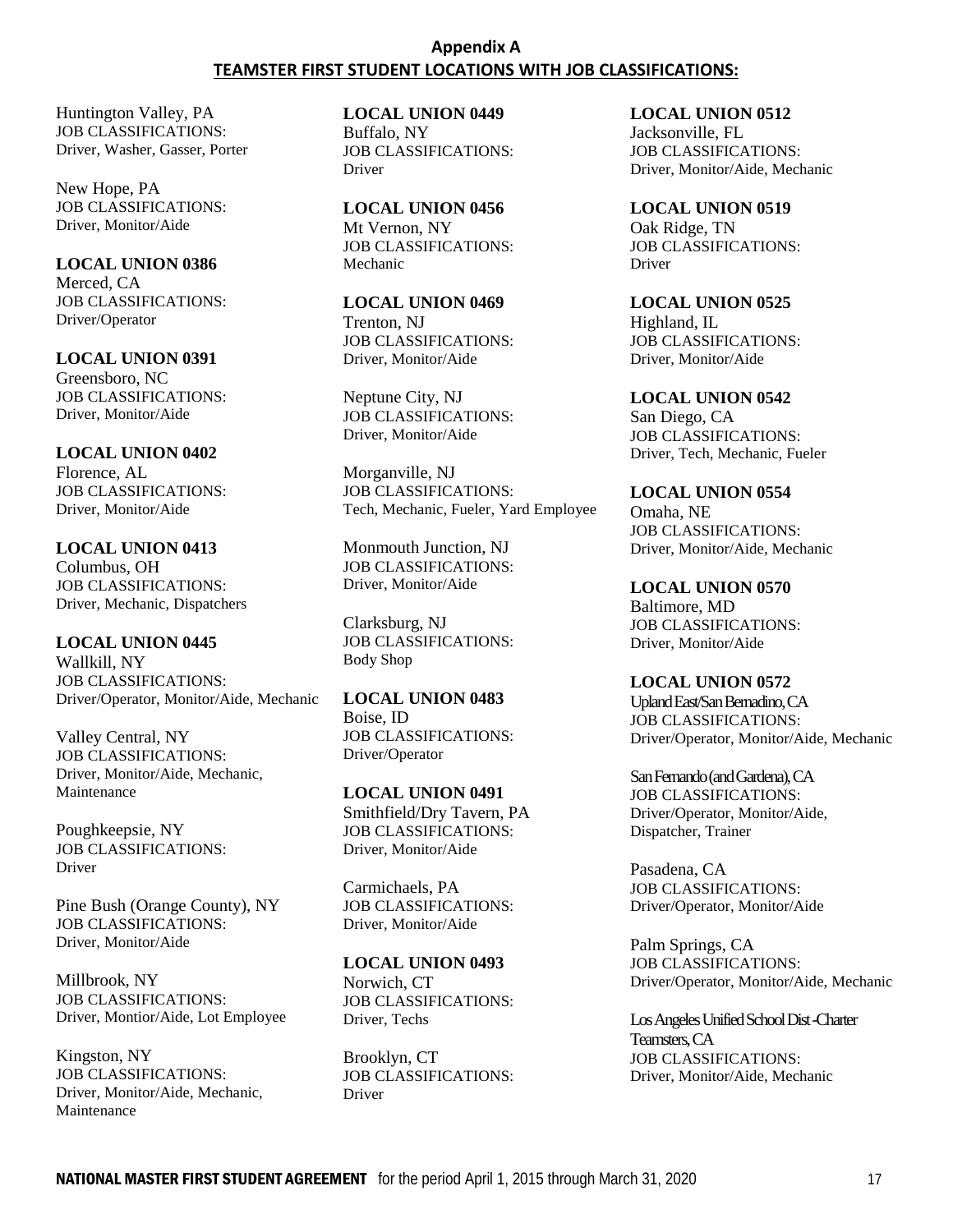**Appendix A**

**TEAMSTER FIRST STUDENT LOCATIONS WITH JOB CLASSIFICATIONS:**

Huntington Valley, PA
JOB CLASSIFICATIONS:
Driver, Washer, Gasser, Porter

New Hope, PA
JOB CLASSIFICATIONS:
Driver, Monitor/Aide

**LOCAL UNION 0386**
Merced, CA
JOB CLASSIFICATIONS:
Driver/Operator

**LOCAL UNION 0391**
Greensboro, NC
JOB CLASSIFICATIONS:
Driver, Monitor/Aide

**LOCAL UNION 0402**
Florence, AL
JOB CLASSIFICATIONS:
Driver, Monitor/Aide

**LOCAL UNION 0413**
Columbus, OH
JOB CLASSIFICATIONS:
Driver, Mechanic, Dispatchers

**LOCAL UNION 0445**
Wallkill, NY
JOB CLASSIFICATIONS:
Driver/Operator, Monitor/Aide, Mechanic

Valley Central, NY
JOB CLASSIFICATIONS:
Driver, Monitor/Aide, Mechanic, Maintenance

Poughkeepsie, NY
JOB CLASSIFICATIONS:
Driver

Pine Bush (Orange County), NY
JOB CLASSIFICATIONS:
Driver, Monitor/Aide

Millbrook, NY
JOB CLASSIFICATIONS:
Driver, Montior/Aide, Lot Employee

Kingston, NY
JOB CLASSIFICATIONS:
Driver, Monitor/Aide, Mechanic, Maintenance

**LOCAL UNION 0449**
Buffalo, NY
JOB CLASSIFICATIONS:
Driver

**LOCAL UNION 0456**
Mt Vernon, NY
JOB CLASSIFICATIONS:
Mechanic

**LOCAL UNION 0469**
Trenton, NJ
JOB CLASSIFICATIONS:
Driver, Monitor/Aide

Neptune City, NJ
JOB CLASSIFICATIONS:
Driver, Monitor/Aide

Morganville, NJ
JOB CLASSIFICATIONS:
Tech, Mechanic, Fueler, Yard Employee

Monmouth Junction, NJ
JOB CLASSIFICATIONS:
Driver, Monitor/Aide

Clarksburg, NJ
JOB CLASSIFICATIONS:
Body Shop

**LOCAL UNION 0483**
Boise, ID
JOB CLASSIFICATIONS:
Driver/Operator

**LOCAL UNION 0491**
Smithfield/Dry Tavern, PA
JOB CLASSIFICATIONS:
Driver, Monitor/Aide

Carmichaels, PA
JOB CLASSIFICATIONS:
Driver, Monitor/Aide

**LOCAL UNION 0493**
Norwich, CT
JOB CLASSIFICATIONS:
Driver, Techs

Brooklyn, CT
JOB CLASSIFICATIONS:
Driver

**LOCAL UNION 0512**
Jacksonville, FL
JOB CLASSIFICATIONS:
Driver, Monitor/Aide, Mechanic

**LOCAL UNION 0519**
Oak Ridge, TN
JOB CLASSIFICATIONS:
Driver

**LOCAL UNION 0525**
Highland, IL
JOB CLASSIFICATIONS:
Driver, Monitor/Aide

**LOCAL UNION 0542**
San Diego, CA
JOB CLASSIFICATIONS:
Driver, Tech, Mechanic, Fueler

**LOCAL UNION 0554**
Omaha, NE
JOB CLASSIFICATIONS:
Driver, Monitor/Aide, Mechanic

**LOCAL UNION 0570**
Baltimore, MD
JOB CLASSIFICATIONS:
Driver, Monitor/Aide

**LOCAL UNION 0572**
Upland East/San Bernadino, CA
JOB CLASSIFICATIONS:
Driver/Operator, Monitor/Aide, Mechanic

San Fernando (and Gardena), CA
JOB CLASSIFICATIONS:
Driver/Operator, Monitor/Aide, Dispatcher, Trainer

Pasadena, CA
JOB CLASSIFICATIONS:
Driver/Operator, Monitor/Aide

Palm Springs, CA
JOB CLASSIFICATIONS:
Driver/Operator, Monitor/Aide, Mechanic

Los Angeles Unified School Dist -Charter Teamsters, CA
JOB CLASSIFICATIONS:
Driver, Monitor/Aide, Mechanic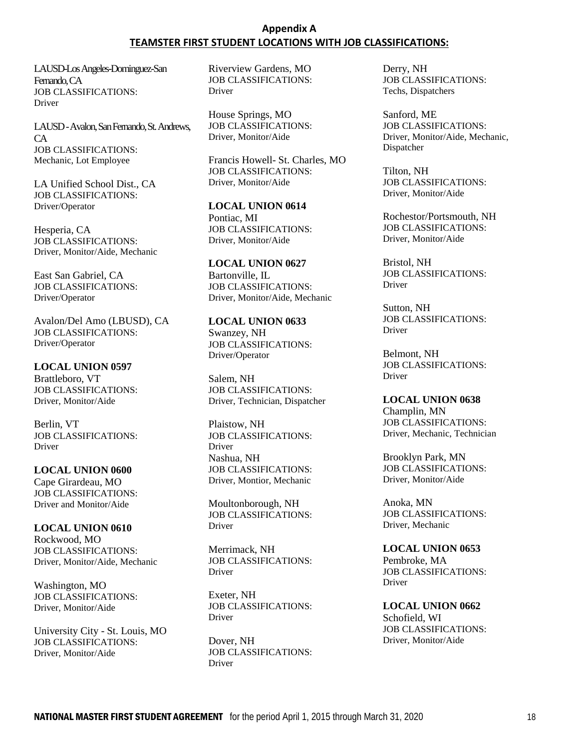**Appendix A**

**TEAMSTER FIRST STUDENT LOCATIONS WITH JOB CLASSIFICATIONS:**

LAUSD-Los Angeles-Dominguez-San Fernando, CA
JOB CLASSIFICATIONS:
Driver

LAUSD - Avalon, San Fernando, St. Andrews, CA
JOB CLASSIFICATIONS:
Mechanic, Lot Employee

LA Unified School Dist., CA
JOB CLASSIFICATIONS:
Driver/Operator

Hesperia, CA
JOB CLASSIFICATIONS:
Driver, Monitor/Aide, Mechanic

East San Gabriel, CA
JOB CLASSIFICATIONS:
Driver/Operator

Avalon/Del Amo (LBUSD), CA
JOB CLASSIFICATIONS:
Driver/Operator

**LOCAL UNION 0597**

Brattleboro, VT
JOB CLASSIFICATIONS:
Driver, Monitor/Aide

Berlin, VT
JOB CLASSIFICATIONS:
Driver

**LOCAL UNION 0600**

Cape Girardeau, MO
JOB CLASSIFICATIONS:
Driver and Monitor/Aide

**LOCAL UNION 0610**

Rockwood, MO
JOB CLASSIFICATIONS:
Driver, Monitor/Aide, Mechanic

Washington, MO
JOB CLASSIFICATIONS:
Driver, Monitor/Aide

University City - St. Louis, MO
JOB CLASSIFICATIONS:
Driver, Monitor/Aide

Riverview Gardens, MO
JOB CLASSIFICATIONS:
Driver

House Springs, MO
JOB CLASSIFICATIONS:
Driver, Monitor/Aide

Francis Howell- St. Charles, MO
JOB CLASSIFICATIONS:
Driver, Monitor/Aide

**LOCAL UNION 0614**

Pontiac, MI
JOB CLASSIFICATIONS:
Driver, Monitor/Aide

**LOCAL UNION 0627**

Bartonville, IL
JOB CLASSIFICATIONS:
Driver, Monitor/Aide, Mechanic

**LOCAL UNION 0633**

Swanzey, NH
JOB CLASSIFICATIONS:
Driver/Operator

Salem, NH
JOB CLASSIFICATIONS:
Driver, Technician, Dispatcher

Plaistow, NH
JOB CLASSIFICATIONS:
Driver

Nashua, NH
JOB CLASSIFICATIONS:
Driver, Montior, Mechanic

Moultonborough, NH
JOB CLASSIFICATIONS:
Driver

Merrimack, NH
JOB CLASSIFICATIONS:
Driver

Exeter, NH
JOB CLASSIFICATIONS:
Driver

Dover, NH
JOB CLASSIFICATIONS:
Driver

Derry, NH
JOB CLASSIFICATIONS:
Techs, Dispatchers

Sanford, ME
JOB CLASSIFICATIONS:
Driver, Monitor/Aide, Mechanic, Dispatcher

Tilton, NH
JOB CLASSIFICATIONS:
Driver, Monitor/Aide

Rochestor/Portsmouth, NH
JOB CLASSIFICATIONS:
Driver, Monitor/Aide

Bristol, NH
JOB CLASSIFICATIONS:
Driver

Sutton, NH
JOB CLASSIFICATIONS:
Driver

Belmont, NH
JOB CLASSIFICATIONS:
Driver

**LOCAL UNION 0638**

Champlin, MN
JOB CLASSIFICATIONS:
Driver, Mechanic, Technician

Brooklyn Park, MN
JOB CLASSIFICATIONS:
Driver, Monitor/Aide

Anoka, MN
JOB CLASSIFICATIONS:
Driver, Mechanic

**LOCAL UNION 0653**

Pembroke, MA
JOB CLASSIFICATIONS:
Driver

**LOCAL UNION 0662**

Schofield, WI
JOB CLASSIFICATIONS:
Driver, Monitor/Aide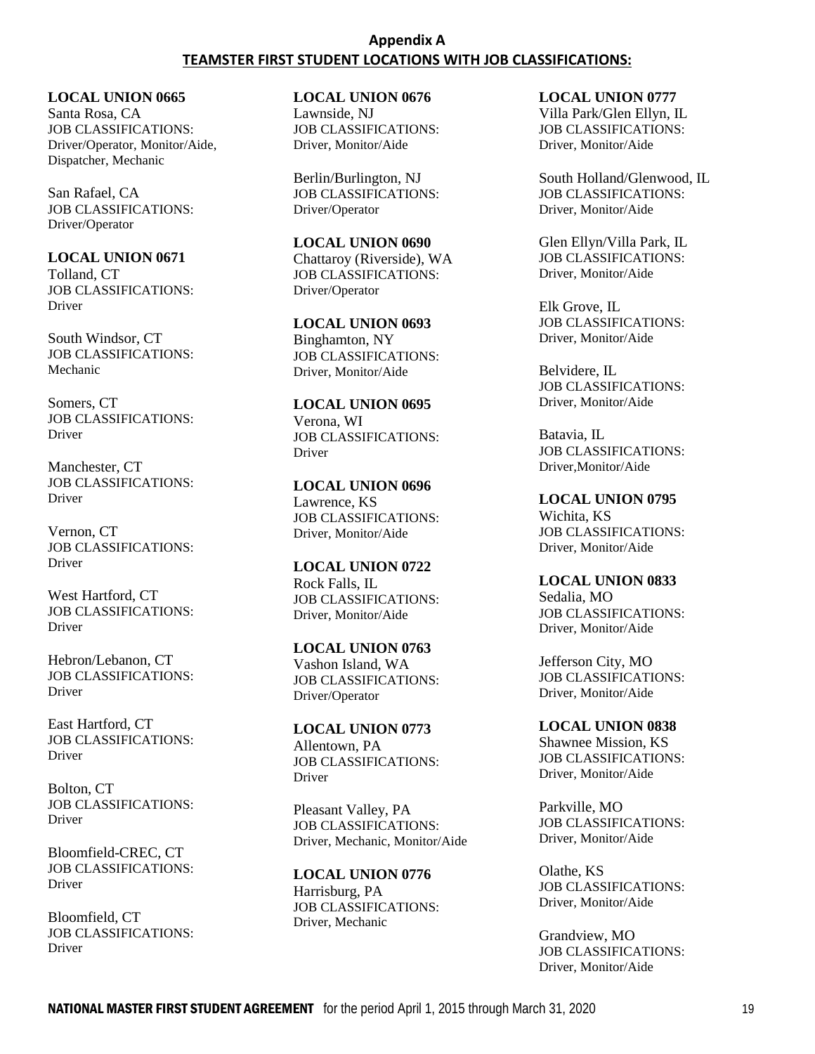## Appendix A

## TEAMSTER FIRST STUDENT LOCATIONS WITH JOB CLASSIFICATIONS:

**LOCAL UNION 0665**

Santa Rosa, CA
JOB CLASSIFICATIONS:
Driver/Operator, Monitor/Aide, Dispatcher, Mechanic

San Rafael, CA
JOB CLASSIFICATIONS:
Driver/Operator

**LOCAL UNION 0671**

Tolland, CT
JOB CLASSIFICATIONS:
Driver

South Windsor, CT
JOB CLASSIFICATIONS:
Mechanic

Somers, CT
JOB CLASSIFICATIONS:
Driver

Manchester, CT
JOB CLASSIFICATIONS:
Driver

Vernon, CT
JOB CLASSIFICATIONS:
Driver

West Hartford, CT
JOB CLASSIFICATIONS:
Driver

Hebron/Lebanon, CT
JOB CLASSIFICATIONS:
Driver

East Hartford, CT
JOB CLASSIFICATIONS:
Driver

Bolton, CT
JOB CLASSIFICATIONS:
Driver

Bloomfield-CREC, CT
JOB CLASSIFICATIONS:
Driver

Bloomfield, CT
JOB CLASSIFICATIONS:
Driver

**LOCAL UNION 0676**

Lawnside, NJ
JOB CLASSIFICATIONS:
Driver, Monitor/Aide

Berlin/Burlington, NJ
JOB CLASSIFICATIONS:
Driver/Operator

**LOCAL UNION 0690**

Chattaroy (Riverside), WA
JOB CLASSIFICATIONS:
Driver/Operator

**LOCAL UNION 0693**

Binghamton, NY
JOB CLASSIFICATIONS:
Driver, Monitor/Aide

**LOCAL UNION 0695**

Verona, WI
JOB CLASSIFICATIONS:
Driver

**LOCAL UNION 0696**

Lawrence, KS
JOB CLASSIFICATIONS:
Driver, Monitor/Aide

**LOCAL UNION 0722**

Rock Falls, IL
JOB CLASSIFICATIONS:
Driver, Monitor/Aide

**LOCAL UNION 0763**

Vashon Island, WA
JOB CLASSIFICATIONS:
Driver/Operator

**LOCAL UNION 0773**

Allentown, PA
JOB CLASSIFICATIONS:
Driver

Pleasant Valley, PA
JOB CLASSIFICATIONS:
Driver, Mechanic, Monitor/Aide

**LOCAL UNION 0776**

Harrisburg, PA
JOB CLASSIFICATIONS:
Driver, Mechanic

**LOCAL UNION 0777**

Villa Park/Glen Ellyn, IL
JOB CLASSIFICATIONS:
Driver, Monitor/Aide

South Holland/Glenwood, IL
JOB CLASSIFICATIONS:
Driver, Monitor/Aide

Glen Ellyn/Villa Park, IL
JOB CLASSIFICATIONS:
Driver, Monitor/Aide

Elk Grove, IL
JOB CLASSIFICATIONS:
Driver, Monitor/Aide

Belvidere, IL
JOB CLASSIFICATIONS:
Driver, Monitor/Aide

Batavia, IL
JOB CLASSIFICATIONS:
Driver,Monitor/Aide

**LOCAL UNION 0795**

Wichita, KS
JOB CLASSIFICATIONS:
Driver, Monitor/Aide

**LOCAL UNION 0833**

Sedalia, MO
JOB CLASSIFICATIONS:
Driver, Monitor/Aide

Jefferson City, MO
JOB CLASSIFICATIONS:
Driver, Monitor/Aide

**LOCAL UNION 0838**

Shawnee Mission, KS
JOB CLASSIFICATIONS:
Driver, Monitor/Aide

Parkville, MO
JOB CLASSIFICATIONS:
Driver, Monitor/Aide

Olathe, KS
JOB CLASSIFICATIONS:
Driver, Monitor/Aide

Grandview, MO
JOB CLASSIFICATIONS:
Driver, Monitor/Aide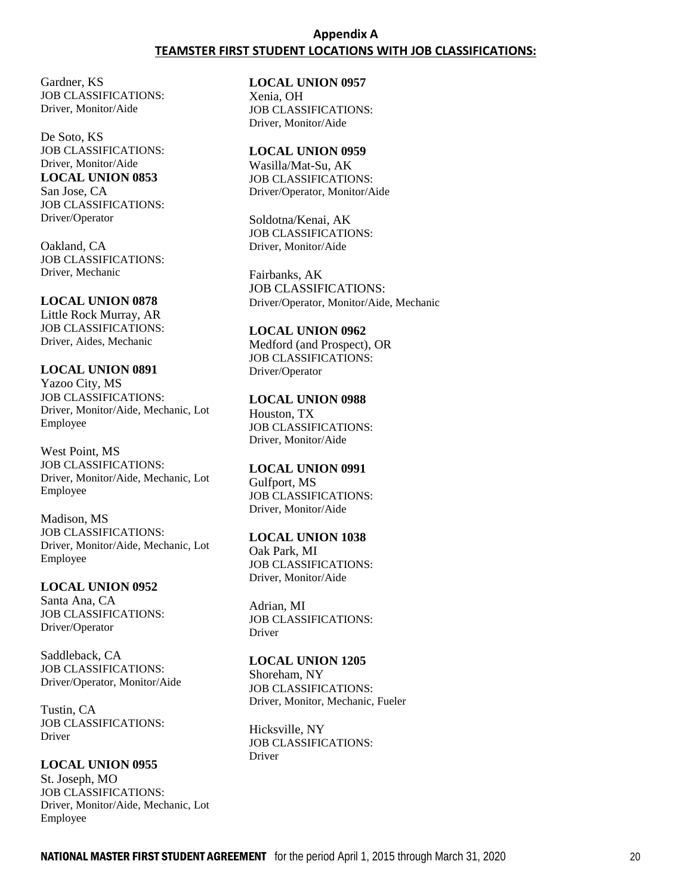## Appendix A

## TEAMSTER FIRST STUDENT LOCATIONS WITH JOB CLASSIFICATIONS:

Gardner, KS
JOB CLASSIFICATIONS:
Driver, Monitor/Aide

De Soto, KS
JOB CLASSIFICATIONS:
Driver, Monitor/Aide

**LOCAL UNION 0853**
San Jose, CA
JOB CLASSIFICATIONS:
Driver/Operator

Oakland, CA
JOB CLASSIFICATIONS:
Driver, Mechanic

**LOCAL UNION 0878**
Little Rock Murray, AR
JOB CLASSIFICATIONS:
Driver, Aides, Mechanic

**LOCAL UNION 0891**
Yazoo City, MS
JOB CLASSIFICATIONS:
Driver, Monitor/Aide, Mechanic, Lot Employee

West Point, MS
JOB CLASSIFICATIONS:
Driver, Monitor/Aide, Mechanic, Lot Employee

Madison, MS
JOB CLASSIFICATIONS:
Driver, Monitor/Aide, Mechanic, Lot Employee

**LOCAL UNION 0952**
Santa Ana, CA
JOB CLASSIFICATIONS:
Driver/Operator

Saddleback, CA
JOB CLASSIFICATIONS:
Driver/Operator, Monitor/Aide

Tustin, CA
JOB CLASSIFICATIONS:
Driver

**LOCAL UNION 0955**
St. Joseph, MO
JOB CLASSIFICATIONS:
Driver, Monitor/Aide, Mechanic, Lot Employee

**LOCAL UNION 0957**
Xenia, OH
JOB CLASSIFICATIONS:
Driver, Monitor/Aide

**LOCAL UNION 0959**
Wasilla/Mat-Su, AK
JOB CLASSIFICATIONS:
Driver/Operator, Monitor/Aide

Soldotna/Kenai, AK
JOB CLASSIFICATIONS:
Driver, Monitor/Aide

Fairbanks, AK
JOB CLASSIFICATIONS:
Driver/Operator, Monitor/Aide, Mechanic

**LOCAL UNION 0962**
Medford (and Prospect), OR
JOB CLASSIFICATIONS:
Driver/Operator

**LOCAL UNION 0988**
Houston, TX
JOB CLASSIFICATIONS:
Driver, Monitor/Aide

**LOCAL UNION 0991**
Gulfport, MS
JOB CLASSIFICATIONS:
Driver, Monitor/Aide

**LOCAL UNION 1038**
Oak Park, MI
JOB CLASSIFICATIONS:
Driver, Monitor/Aide

Adrian, MI
JOB CLASSIFICATIONS:
Driver

**LOCAL UNION 1205**
Shoreham, NY
JOB CLASSIFICATIONS:
Driver, Monitor, Mechanic, Fueler

Hicksville, NY
JOB CLASSIFICATIONS:
Driver